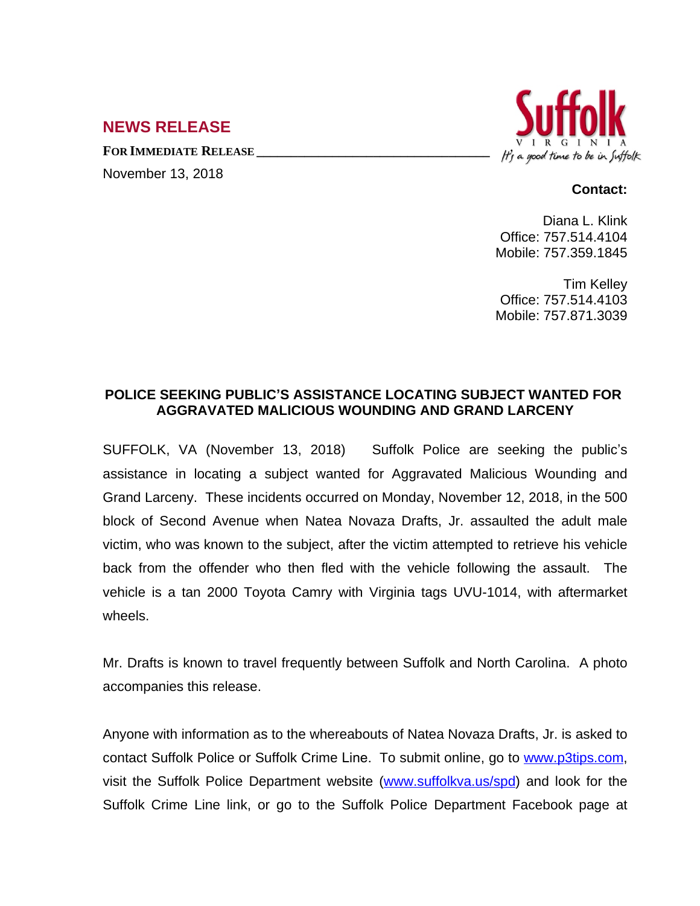## NEWS RELEASE

**FOR IMMEDIATE RELEASE**

November 13, 2018

Suffolk VIRGINIA *It's a good time to be in Suffolk*

**Contact:**

Diana L. Klink
Office: 757.514.4104
Mobile: 757.359.1845

Tim Kelley
Office: 757.514.4103
Mobile: 757.871.3039

### POLICE SEEKING PUBLIC'S ASSISTANCE LOCATING SUBJECT WANTED FOR AGGRAVATED MALICIOUS WOUNDING AND GRAND LARCENY

SUFFOLK, VA (November 13, 2018) Suffolk Police are seeking the public's assistance in locating a subject wanted for Aggravated Malicious Wounding and Grand Larceny. These incidents occurred on Monday, November 12, 2018, in the 500 block of Second Avenue when Natea Novaza Drafts, Jr. assaulted the adult male victim, who was known to the subject, after the victim attempted to retrieve his vehicle back from the offender who then fled with the vehicle following the assault. The vehicle is a tan 2000 Toyota Camry with Virginia tags UVU-1014, with aftermarket wheels.

Mr. Drafts is known to travel frequently between Suffolk and North Carolina. A photo accompanies this release.

Anyone with information as to the whereabouts of Natea Novaza Drafts, Jr. is asked to contact Suffolk Police or Suffolk Crime Line. To submit online, go to www.p3tips.com, visit the Suffolk Police Department website (www.suffolkva.us/spd) and look for the Suffolk Crime Line link, or go to the Suffolk Police Department Facebook page at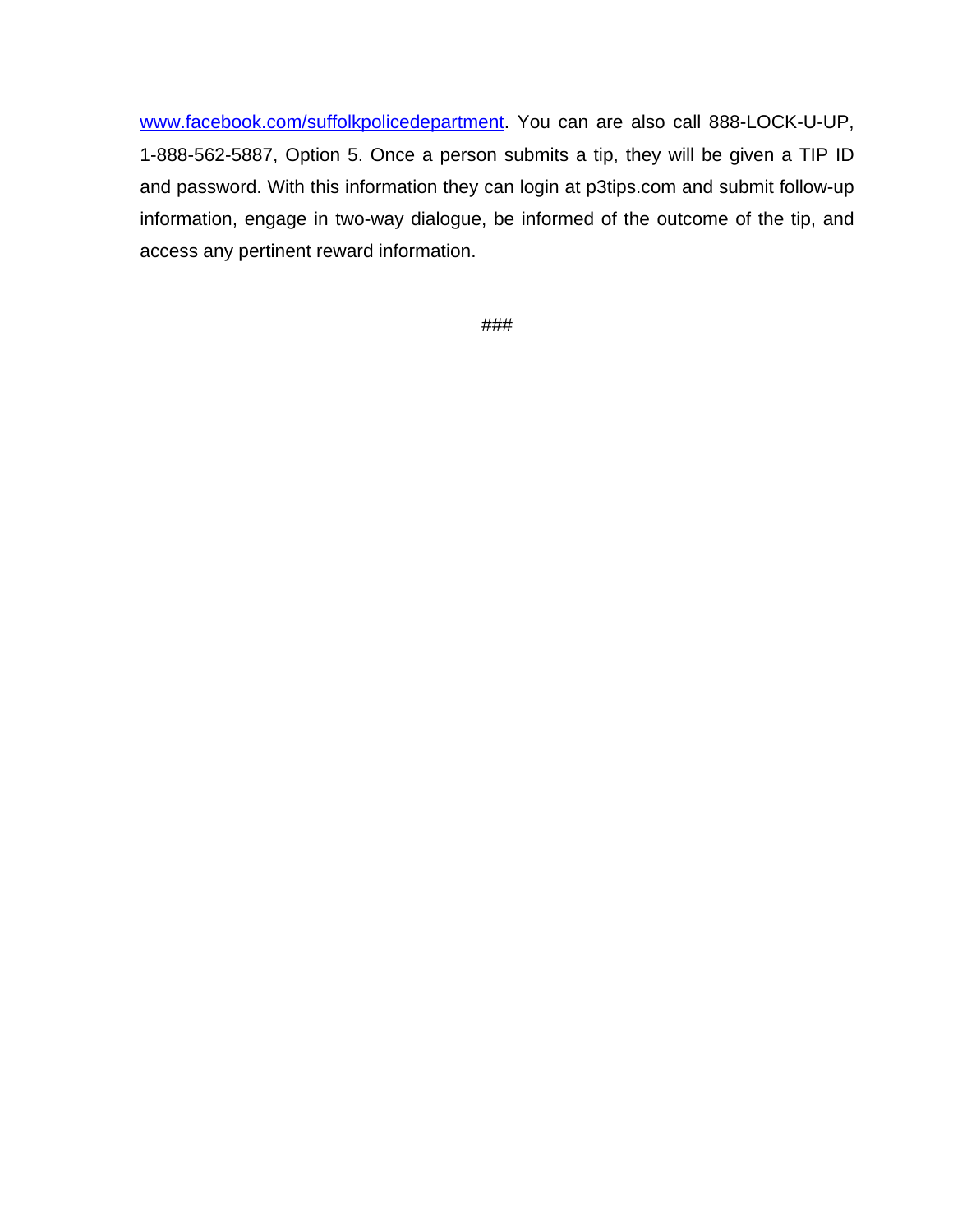www.facebook.com/suffolkpolicedepartment. You can are also call 888-LOCK-U-UP, 1-888-562-5887, Option 5. Once a person submits a tip, they will be given a TIP ID and password. With this information they can login at p3tips.com and submit follow-up information, engage in two-way dialogue, be informed of the outcome of the tip, and access any pertinent reward information.

###